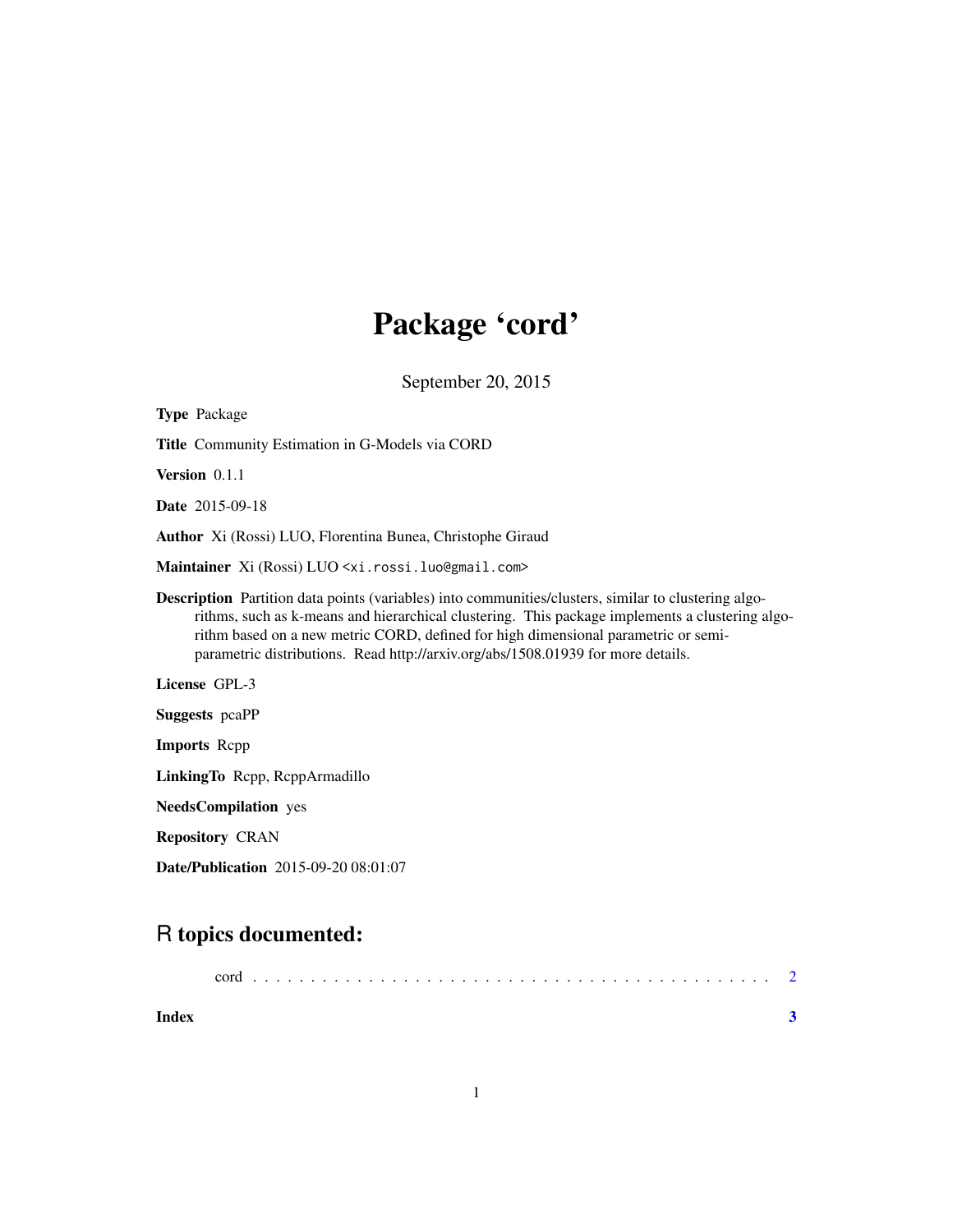# Package 'cord'

September 20, 2015

**Type** Package

**Title** Community Estimation in G-Models via CORD

**Version** 0.1.1

**Date** 2015-09-18

**Author** Xi (Rossi) LUO, Florentina Bunea, Christophe Giraud

**Maintainer** Xi (Rossi) LUO <xi.rossi.luo@gmail.com>

**Description** Partition data points (variables) into communities/clusters, similar to clustering algorithms, such as k-means and hierarchical clustering. This package implements a clustering algorithm based on a new metric CORD, defined for high dimensional parametric or semi-parametric distributions. Read http://arxiv.org/abs/1508.01939 for more details.

**License** GPL-3

**Suggests** pcaPP

**Imports** Rcpp

**LinkingTo** Rcpp, RcppArmadillo

**NeedsCompilation** yes

**Repository** CRAN

**Date/Publication** 2015-09-20 08:01:07

## R topics documented:

cord . . . . . . . . . . . . . . . . . . . . . . . . . . . . . . . . . . . . . . . . . . 2

**Index** **3**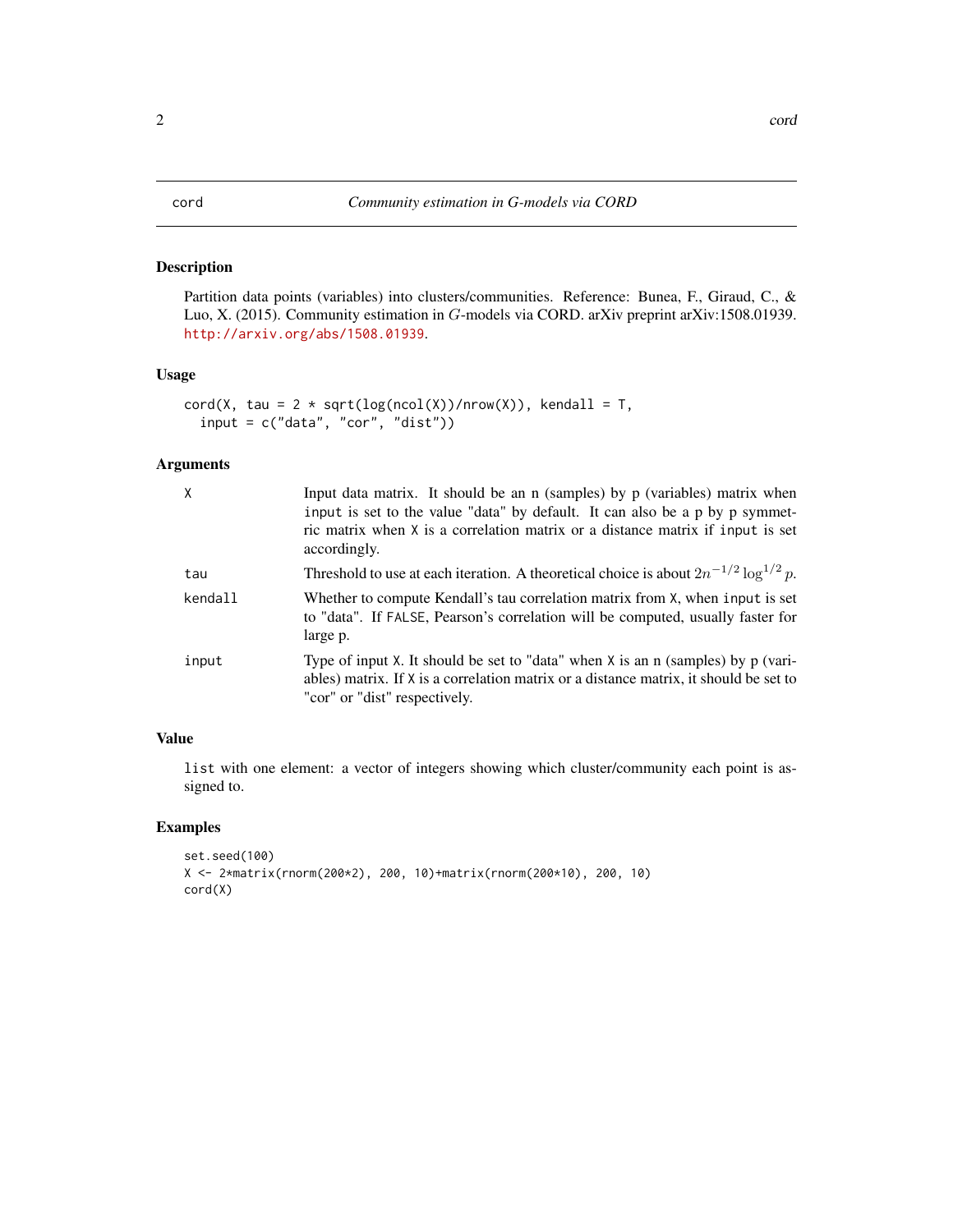# cord — *Community estimation in G-models via CORD*

## Description

Partition data points (variables) into clusters/communities. Reference: Bunea, F., Giraud, C., & Luo, X. (2015). Community estimation in $G$-models via CORD. arXiv preprint arXiv:1508.01939. http://arxiv.org/abs/1508.01939.

## Usage

```
cord(X, tau = 2 * sqrt(log(ncol(X))/nrow(X)), kendall = T,
  input = c("data", "cor", "dist"))
```

## Arguments

| | |
|---|---|
| `X` | Input data matrix. It should be an n (samples) by p (variables) matrix when `input` is set to the value "data" by default. It can also be a p by p symmetric matrix when `X` is a correlation matrix or a distance matrix if `input` is set accordingly. |
| `tau` | Threshold to use at each iteration. A theoretical choice is about $2n^{-1/2}\log^{1/2} p$. |
| `kendall` | Whether to compute Kendall's tau correlation matrix from `X`, when `input` is set to "data". If `FALSE`, Pearson's correlation will be computed, usually faster for large p. |
| `input` | Type of input `X`. It should be set to "data" when `X` is an n (samples) by p (variables) matrix. If `X` is a correlation matrix or a distance matrix, it should be set to "cor" or "dist" respectively. |

## Value

`list` with one element: a vector of integers showing which cluster/community each point is assigned to.

## Examples

```
set.seed(100)
X <- 2*matrix(rnorm(200*2), 200, 10)+matrix(rnorm(200*10), 200, 10)
cord(X)
```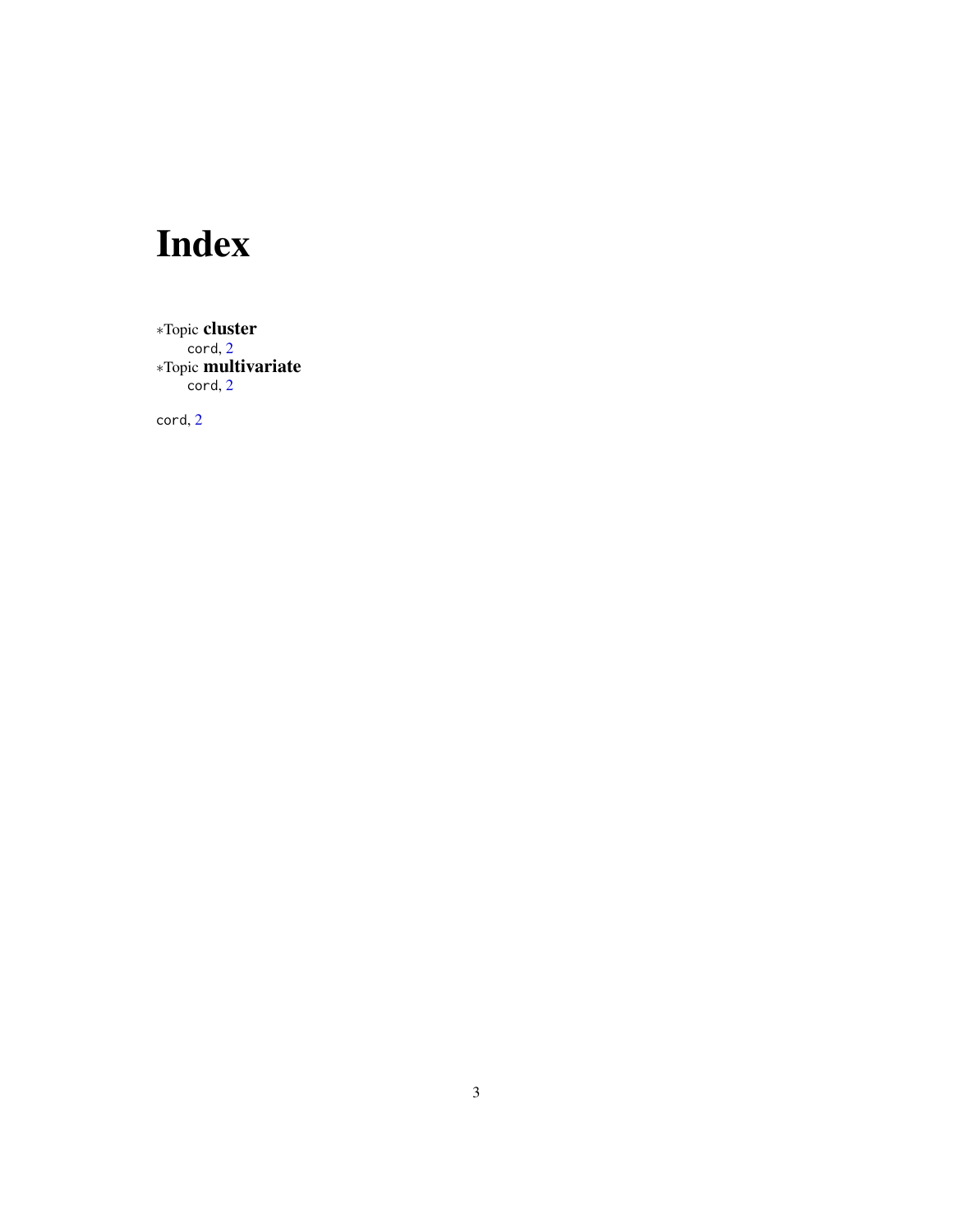# Index

*Topic **cluster**
    `cord`, 2
*Topic **multivariate**
    `cord`, 2

`cord`, 2